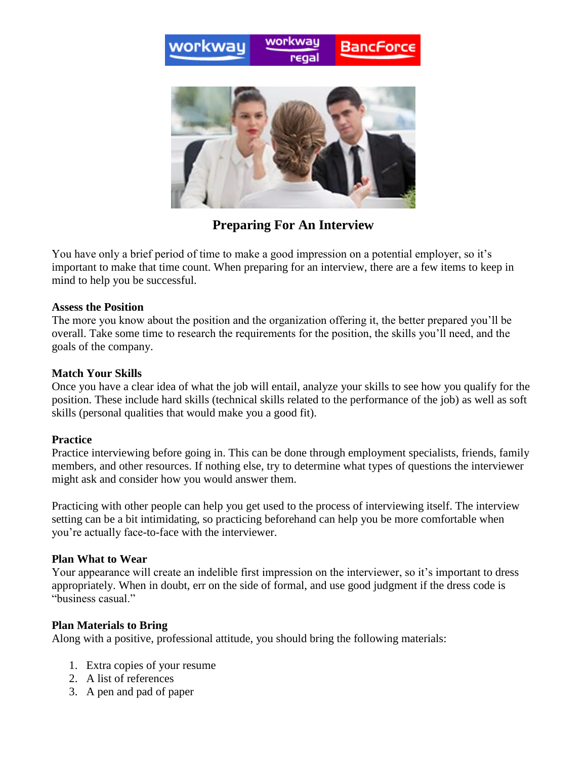# Preparing For An Interview

You have only a brief period of time to make a good impression on a potential employer, so it's important to make that time count. When preparing for an interview, there are a few items to keep in mind to help you be successful.

**Assess the Position**

The more you know about the position and the organization offering it, the better prepared you'll be overall. Take some time to research the requirements for the position, the skills you'll need, and the goals of the company.

**Match Your Skills**

Once you have a clear idea of what the job will entail, analyze your skills to see how you qualify for the position. These include hard skills (technical skills related to the performance of the job) as well as soft skills (personal qualities that would make you a good fit).

**Practice**

Practice interviewing before going in. This can be done through employment specialists, friends, family members, and other resources. If nothing else, try to determine what types of questions the interviewer might ask and consider how you would answer them.

Practicing with other people can help you get used to the process of interviewing itself. The interview setting can be a bit intimidating, so practicing beforehand can help you be more comfortable when you're actually face-to-face with the interviewer.

**Plan What to Wear**

Your appearance will create an indelible first impression on the interviewer, so it's important to dress appropriately. When in doubt, err on the side of formal, and use good judgment if the dress code is "business casual."

**Plan Materials to Bring**

Along with a positive, professional attitude, you should bring the following materials:

1. Extra copies of your resume
2. A list of references
3. A pen and pad of paper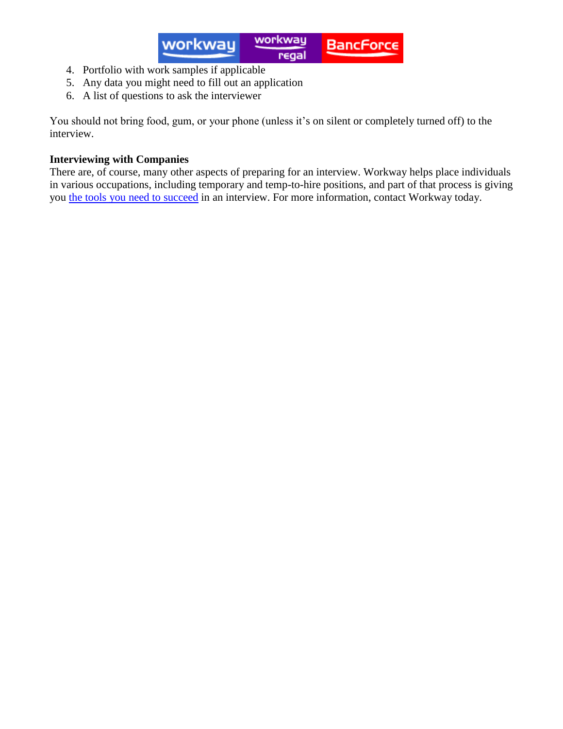4. Portfolio with work samples if applicable
5. Any data you might need to fill out an application
6. A list of questions to ask the interviewer

You should not bring food, gum, or your phone (unless it's on silent or completely turned off) to the interview.

**Interviewing with Companies**

There are, of course, many other aspects of preparing for an interview. Workway helps place individuals in various occupations, including temporary and temp-to-hire positions, and part of that process is giving you the tools you need to succeed in an interview. For more information, contact Workway today.